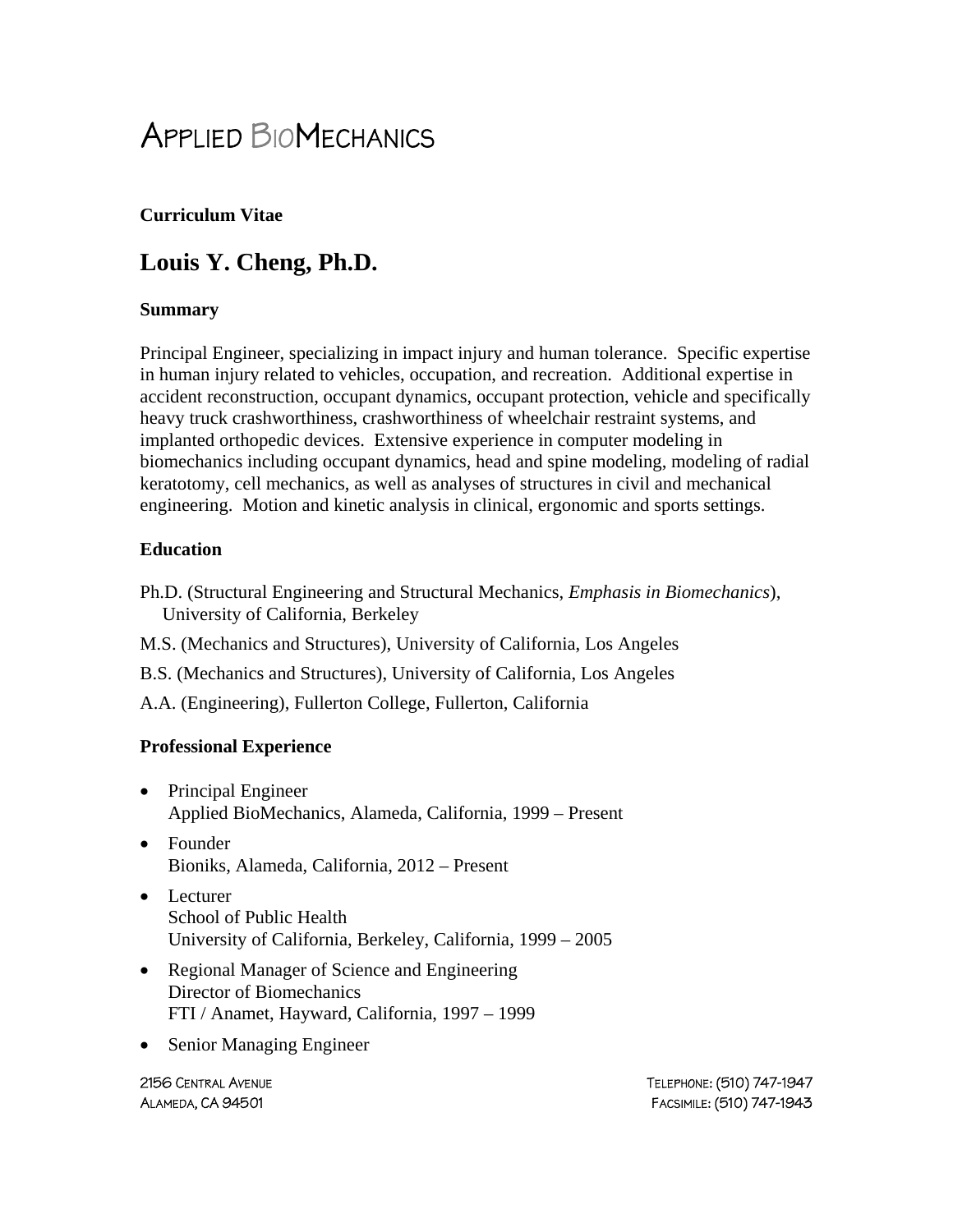# Applied BioMechanics

**Curriculum Vitae**

## Louis Y. Cheng, Ph.D.

### Summary

Principal Engineer, specializing in impact injury and human tolerance. Specific expertise in human injury related to vehicles, occupation, and recreation. Additional expertise in accident reconstruction, occupant dynamics, occupant protection, vehicle and specifically heavy truck crashworthiness, crashworthiness of wheelchair restraint systems, and implanted orthopedic devices. Extensive experience in computer modeling in biomechanics including occupant dynamics, head and spine modeling, modeling of radial keratotomy, cell mechanics, as well as analyses of structures in civil and mechanical engineering. Motion and kinetic analysis in clinical, ergonomic and sports settings.

### Education

Ph.D. (Structural Engineering and Structural Mechanics, *Emphasis in Biomechanics*), University of California, Berkeley

M.S. (Mechanics and Structures), University of California, Los Angeles

B.S. (Mechanics and Structures), University of California, Los Angeles

A.A. (Engineering), Fullerton College, Fullerton, California

### Professional Experience

- Principal Engineer
  Applied BioMechanics, Alameda, California, 1999 – Present
- Founder
  Bioniks, Alameda, California, 2012 – Present
- Lecturer
  School of Public Health
  University of California, Berkeley, California, 1999 – 2005
- Regional Manager of Science and Engineering
  Director of Biomechanics
  FTI / Anamet, Hayward, California, 1997 – 1999
- Senior Managing Engineer

2156 Central Avenue
Alameda, CA 94501

Telephone: (510) 747-1947
Facsimile: (510) 747-1943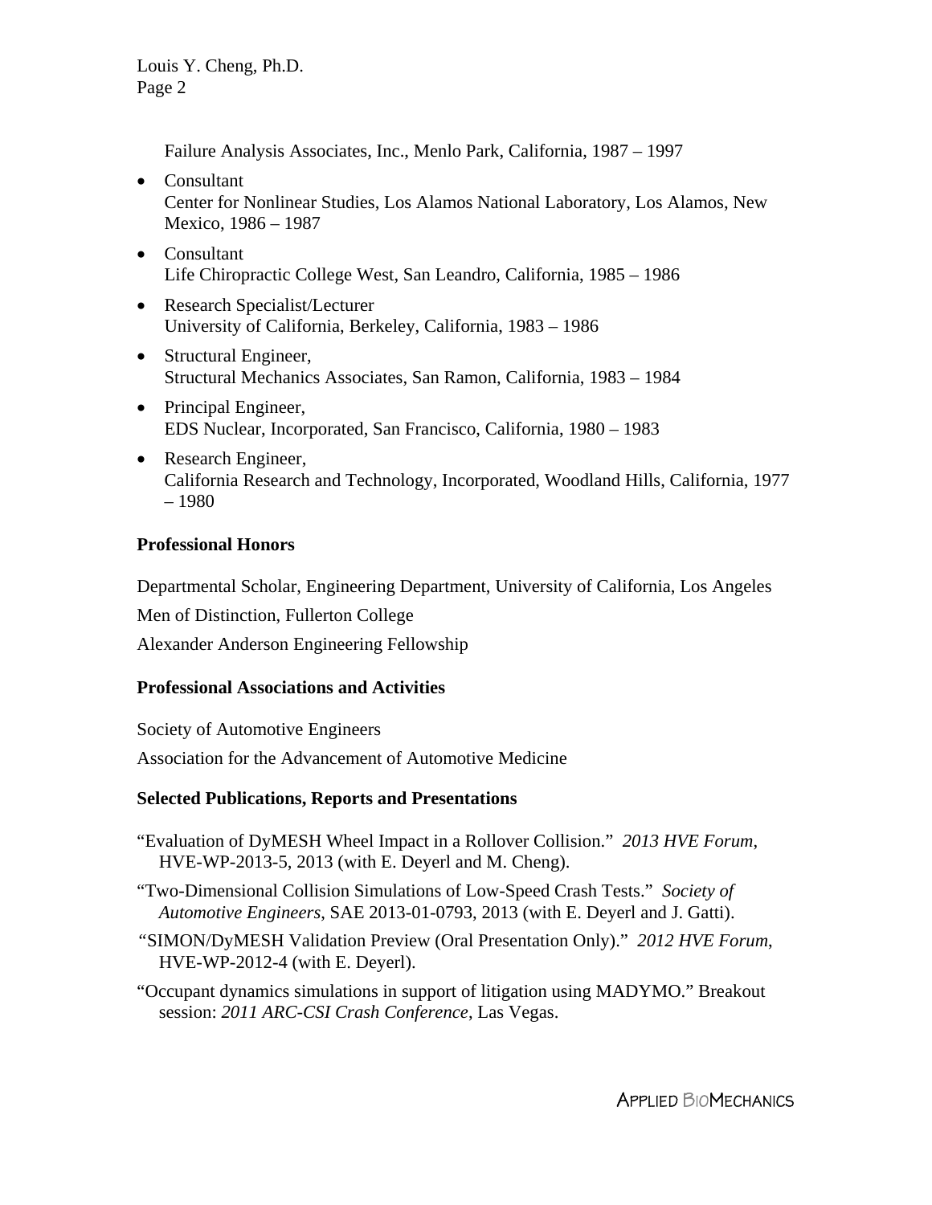Failure Analysis Associates, Inc., Menlo Park, California, 1987 – 1997

- Consultant
  Center for Nonlinear Studies, Los Alamos National Laboratory, Los Alamos, New Mexico, 1986 – 1987
- Consultant
  Life Chiropractic College West, San Leandro, California, 1985 – 1986
- Research Specialist/Lecturer
  University of California, Berkeley, California, 1983 – 1986
- Structural Engineer,
  Structural Mechanics Associates, San Ramon, California, 1983 – 1984
- Principal Engineer,
  EDS Nuclear, Incorporated, San Francisco, California, 1980 – 1983
- Research Engineer,
  California Research and Technology, Incorporated, Woodland Hills, California, 1977 – 1980

**Professional Honors**

Departmental Scholar, Engineering Department, University of California, Los Angeles

Men of Distinction, Fullerton College

Alexander Anderson Engineering Fellowship

**Professional Associations and Activities**

Society of Automotive Engineers

Association for the Advancement of Automotive Medicine

**Selected Publications, Reports and Presentations**

"Evaluation of DyMESH Wheel Impact in a Rollover Collision." *2013 HVE Forum*, HVE-WP-2013-5, 2013 (with E. Deyerl and M. Cheng).

"Two-Dimensional Collision Simulations of Low-Speed Crash Tests." *Society of Automotive Engineers*, SAE 2013-01-0793, 2013 (with E. Deyerl and J. Gatti).

"SIMON/DyMESH Validation Preview (Oral Presentation Only)." *2012 HVE Forum*, HVE-WP-2012-4 (with E. Deyerl).

"Occupant dynamics simulations in support of litigation using MADYMO." Breakout session: *2011 ARC-CSI Crash Conference*, Las Vegas.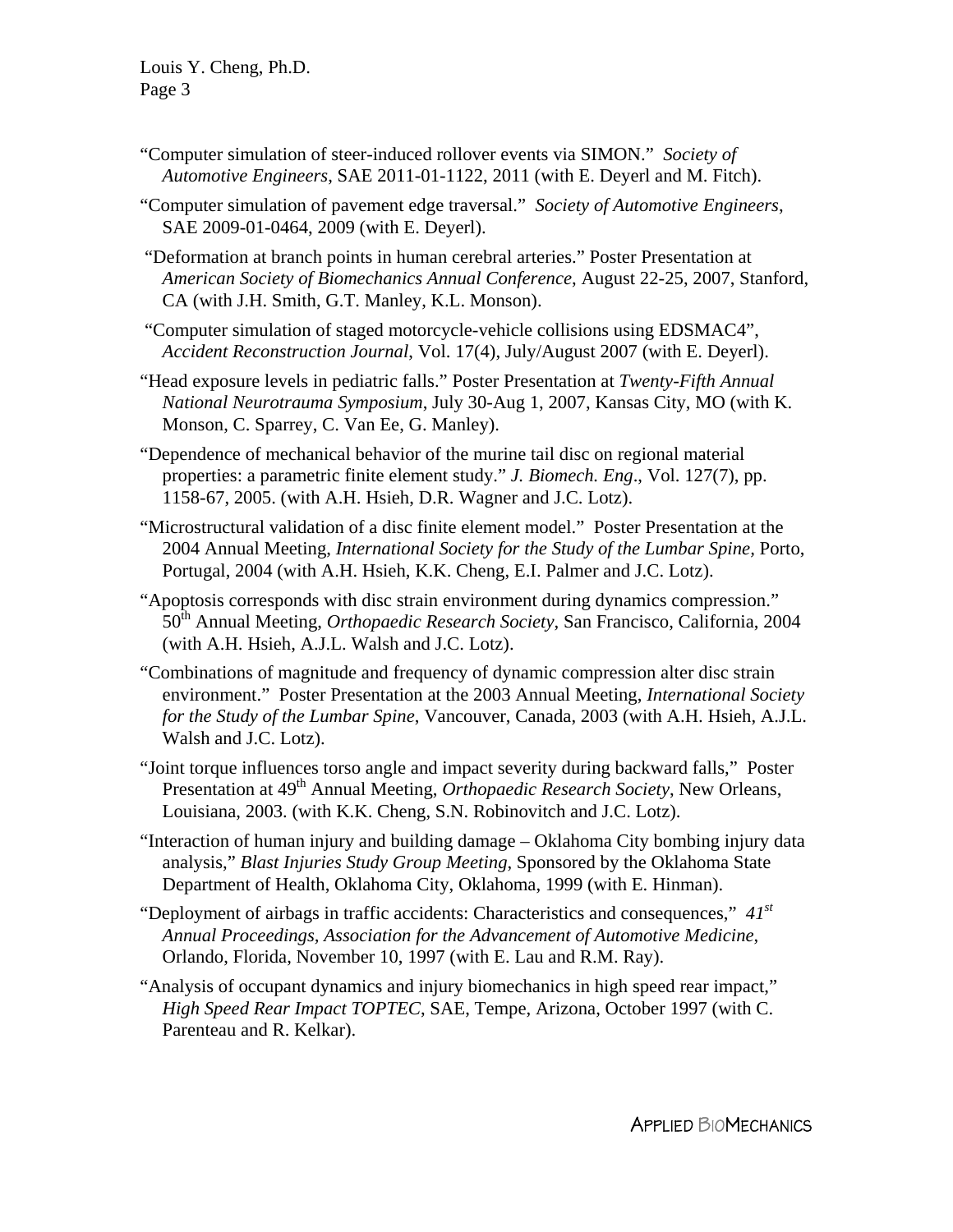"Computer simulation of steer-induced rollover events via SIMON." *Society of Automotive Engineers*, SAE 2011-01-1122, 2011 (with E. Deyerl and M. Fitch).

"Computer simulation of pavement edge traversal." *Society of Automotive Engineers*, SAE 2009-01-0464, 2009 (with E. Deyerl).

"Deformation at branch points in human cerebral arteries." Poster Presentation at *American Society of Biomechanics Annual Conference*, August 22-25, 2007, Stanford, CA (with J.H. Smith, G.T. Manley, K.L. Monson).

"Computer simulation of staged motorcycle-vehicle collisions using EDSMAC4", *Accident Reconstruction Journal*, Vol. 17(4), July/August 2007 (with E. Deyerl).

"Head exposure levels in pediatric falls." Poster Presentation at *Twenty-Fifth Annual National Neurotrauma Symposium*, July 30-Aug 1, 2007, Kansas City, MO (with K. Monson, C. Sparrey, C. Van Ee, G. Manley).

"Dependence of mechanical behavior of the murine tail disc on regional material properties: a parametric finite element study." *J. Biomech. Eng*., Vol. 127(7), pp. 1158-67, 2005. (with A.H. Hsieh, D.R. Wagner and J.C. Lotz).

"Microstructural validation of a disc finite element model." Poster Presentation at the 2004 Annual Meeting, *International Society for the Study of the Lumbar Spine*, Porto, Portugal, 2004 (with A.H. Hsieh, K.K. Cheng, E.I. Palmer and J.C. Lotz).

"Apoptosis corresponds with disc strain environment during dynamics compression." 50th Annual Meeting, *Orthopaedic Research Society*, San Francisco, California, 2004 (with A.H. Hsieh, A.J.L. Walsh and J.C. Lotz).

"Combinations of magnitude and frequency of dynamic compression alter disc strain environment." Poster Presentation at the 2003 Annual Meeting, *International Society for the Study of the Lumbar Spine*, Vancouver, Canada, 2003 (with A.H. Hsieh, A.J.L. Walsh and J.C. Lotz).

"Joint torque influences torso angle and impact severity during backward falls," Poster Presentation at 49th Annual Meeting, *Orthopaedic Research Society*, New Orleans, Louisiana, 2003. (with K.K. Cheng, S.N. Robinovitch and J.C. Lotz).

"Interaction of human injury and building damage – Oklahoma City bombing injury data analysis," *Blast Injuries Study Group Meeting*, Sponsored by the Oklahoma State Department of Health, Oklahoma City, Oklahoma, 1999 (with E. Hinman).

"Deployment of airbags in traffic accidents: Characteristics and consequences," *41st Annual Proceedings, Association for the Advancement of Automotive Medicine*, Orlando, Florida, November 10, 1997 (with E. Lau and R.M. Ray).

"Analysis of occupant dynamics and injury biomechanics in high speed rear impact," *High Speed Rear Impact TOPTEC*, SAE, Tempe, Arizona, October 1997 (with C. Parenteau and R. Kelkar).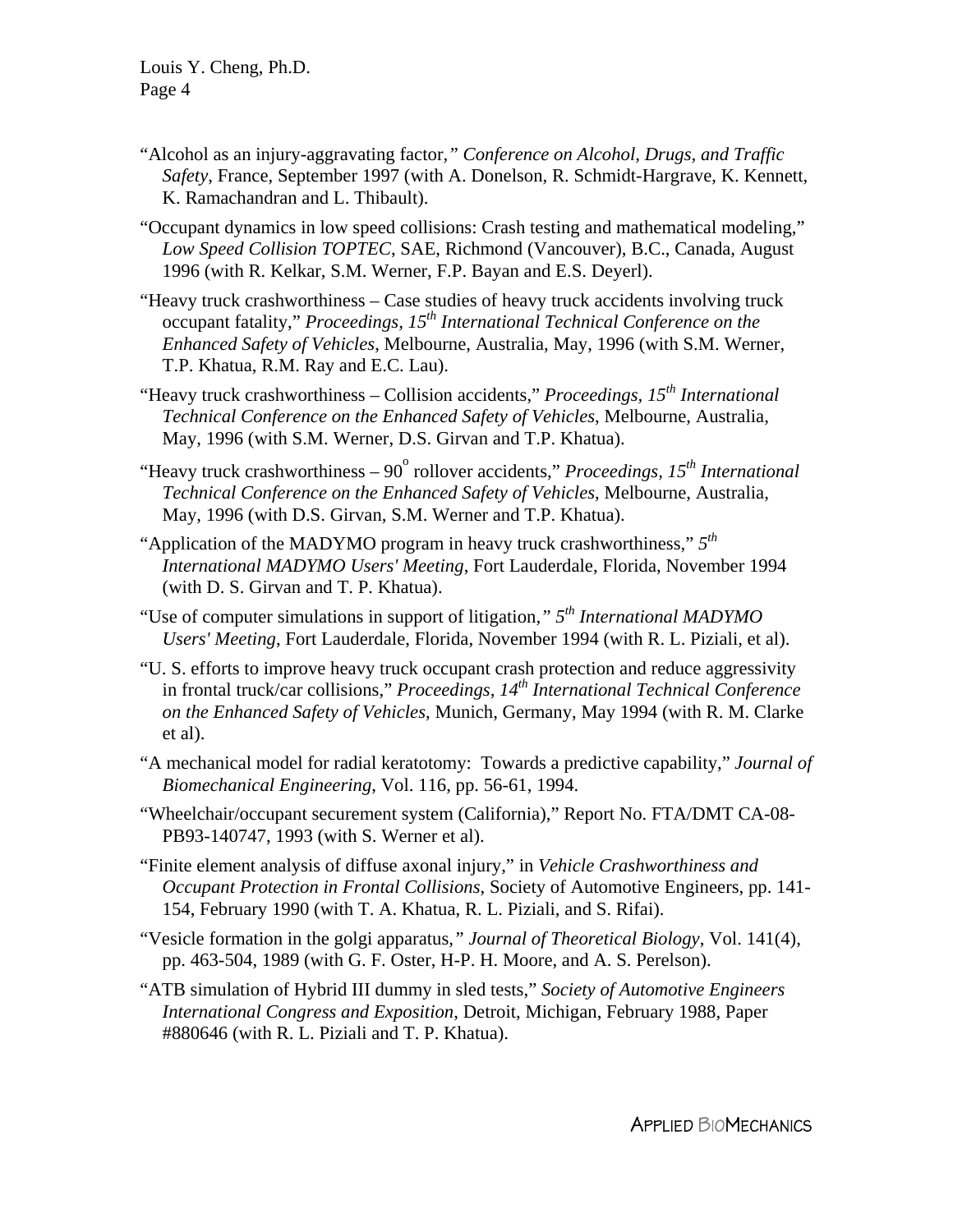"Alcohol as an injury-aggravating factor," *Conference on Alcohol, Drugs, and Traffic Safety*, France, September 1997 (with A. Donelson, R. Schmidt-Hargrave, K. Kennett, K. Ramachandran and L. Thibault).

"Occupant dynamics in low speed collisions: Crash testing and mathematical modeling," *Low Speed Collision TOPTEC*, SAE, Richmond (Vancouver), B.C., Canada, August 1996 (with R. Kelkar, S.M. Werner, F.P. Bayan and E.S. Deyerl).

"Heavy truck crashworthiness – Case studies of heavy truck accidents involving truck occupant fatality," *Proceedings, 15th International Technical Conference on the Enhanced Safety of Vehicles*, Melbourne, Australia, May, 1996 (with S.M. Werner, T.P. Khatua, R.M. Ray and E.C. Lau).

"Heavy truck crashworthiness – Collision accidents," *Proceedings, 15th International Technical Conference on the Enhanced Safety of Vehicles*, Melbourne, Australia, May, 1996 (with S.M. Werner, D.S. Girvan and T.P. Khatua).

"Heavy truck crashworthiness – $90^{o}$ rollover accidents," *Proceedings, 15th International Technical Conference on the Enhanced Safety of Vehicles*, Melbourne, Australia, May, 1996 (with D.S. Girvan, S.M. Werner and T.P. Khatua).

"Application of the MADYMO program in heavy truck crashworthiness," *5th International MADYMO Users' Meeting*, Fort Lauderdale, Florida, November 1994 (with D. S. Girvan and T. P. Khatua).

"Use of computer simulations in support of litigation," *5th International MADYMO Users' Meeting*, Fort Lauderdale, Florida, November 1994 (with R. L. Piziali, et al).

"U. S. efforts to improve heavy truck occupant crash protection and reduce aggressivity in frontal truck/car collisions," *Proceedings, 14th International Technical Conference on the Enhanced Safety of Vehicles*, Munich, Germany, May 1994 (with R. M. Clarke et al).

"A mechanical model for radial keratotomy: Towards a predictive capability," *Journal of Biomechanical Engineering*, Vol. 116, pp. 56-61, 1994.

"Wheelchair/occupant securement system (California)," Report No. FTA/DMT CA-08-PB93-140747, 1993 (with S. Werner et al).

"Finite element analysis of diffuse axonal injury," in *Vehicle Crashworthiness and Occupant Protection in Frontal Collisions*, Society of Automotive Engineers, pp. 141-154, February 1990 (with T. A. Khatua, R. L. Piziali, and S. Rifai).

"Vesicle formation in the golgi apparatus," *Journal of Theoretical Biology*, Vol. 141(4), pp. 463-504, 1989 (with G. F. Oster, H-P. H. Moore, and A. S. Perelson).

"ATB simulation of Hybrid III dummy in sled tests," *Society of Automotive Engineers International Congress and Exposition*, Detroit, Michigan, February 1988, Paper #880646 (with R. L. Piziali and T. P. Khatua).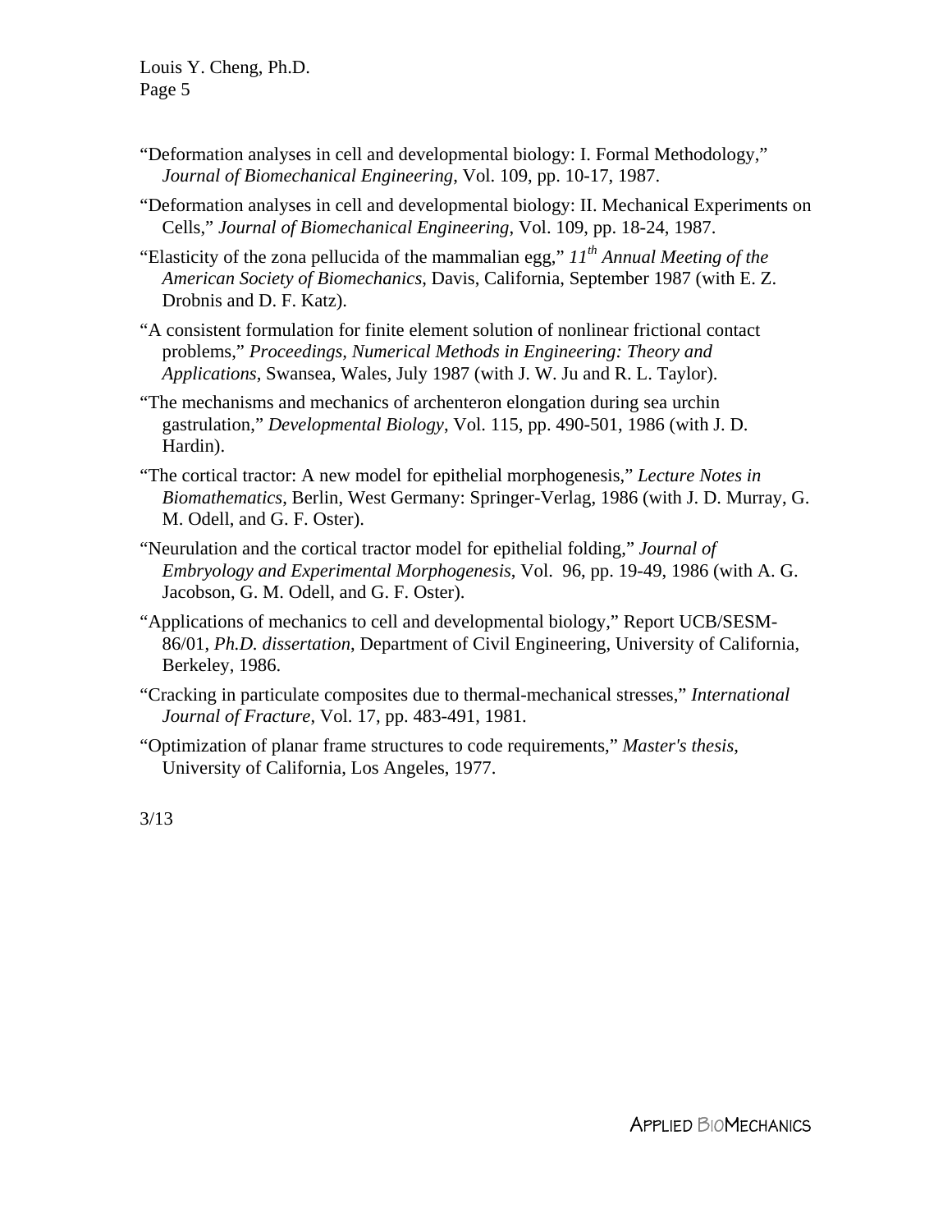"Deformation analyses in cell and developmental biology: I. Formal Methodology," *Journal of Biomechanical Engineering*, Vol. 109, pp. 10-17, 1987.

"Deformation analyses in cell and developmental biology: II. Mechanical Experiments on Cells," *Journal of Biomechanical Engineering*, Vol. 109, pp. 18-24, 1987.

"Elasticity of the zona pellucida of the mammalian egg," *11th Annual Meeting of the American Society of Biomechanics*, Davis, California, September 1987 (with E. Z. Drobnis and D. F. Katz).

"A consistent formulation for finite element solution of nonlinear frictional contact problems," *Proceedings, Numerical Methods in Engineering: Theory and Applications*, Swansea, Wales, July 1987 (with J. W. Ju and R. L. Taylor).

"The mechanisms and mechanics of archenteron elongation during sea urchin gastrulation," *Developmental Biology*, Vol. 115, pp. 490-501, 1986 (with J. D. Hardin).

"The cortical tractor: A new model for epithelial morphogenesis," *Lecture Notes in Biomathematics*, Berlin, West Germany: Springer-Verlag, 1986 (with J. D. Murray, G. M. Odell, and G. F. Oster).

"Neurulation and the cortical tractor model for epithelial folding," *Journal of Embryology and Experimental Morphogenesis*, Vol. 96, pp. 19-49, 1986 (with A. G. Jacobson, G. M. Odell, and G. F. Oster).

"Applications of mechanics to cell and developmental biology," Report UCB/SESM-86/01, *Ph.D. dissertation*, Department of Civil Engineering, University of California, Berkeley, 1986.

"Cracking in particulate composites due to thermal-mechanical stresses," *International Journal of Fracture*, Vol. 17, pp. 483-491, 1981.

"Optimization of planar frame structures to code requirements," *Master's thesis*, University of California, Los Angeles, 1977.

3/13